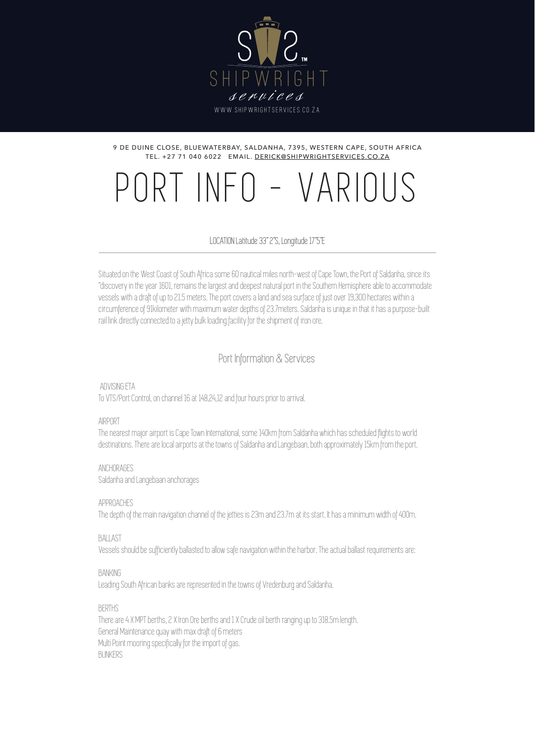SHIPWRIGHT services

WWW.SHIPWRIGHTSERVICES.CO.ZA

9 DE DUINE CLOSE, BLUEWATERBAY, SALDANHA, 7395, WESTERN CAPE, SOUTH AFRICA
TEL. +27 71 040 6022 EMAIL. DERICK@SHIPWRIGHTSERVICES.CO.ZA

# PORT INFO - VARIOUS

LOCATION Latitude 33˚ 2"S, Longitude 17˚5"E

---

Situated on the West Coast of South Africa some 60 nautical miles north-west of Cape Town, the Port of Saldanha, since its "discovery in the year 1601, remains the largest and deepest natural port in the Southern Hemisphere able to accommodate vessels with a draft of up to 21.5 meters. The port covers a land and sea surface of just over 19,300 hectares within a circumference of 91kilometer with maximum water depths of 23.7meters. Saldanha is unique in that it has a purpose-built rail link directly connected to a jetty bulk loading facility for the shipment of iron ore.

## Port Information & Services

ADVISING ETA
To VTS/Port Control, on channel 16 at 148,24,12 and four hours prior to arrival.

AIRPORT
The nearest major airport is Cape Town International, some 140km from Saldanha which has scheduled flights to world destinations. There are local airports at the towns of Saldanha and Langebaan, both approximately 15km from the port.

ANCHORAGES
Saldanha and Langebaan anchorages

APPROACHES
The depth of the main navigation channel of the jetties is 23m and 23.7m at its start. It has a minimum width of 400m.

BALLAST
Vessels should be sufficiently ballasted to allow safe navigation within the harbor. The actual ballast requirements are:

BANKING
Leading South African banks are represented in the towns of Vredenburg and Saldanha.

BERTHS
There are 4 X MPT berths, 2 X Iron Ore berths and 1 X Crude oil berth ranging up to 318.5m length.
General Maintenance quay with max draft of 6 meters
Multi Point mooring specifically for the import of gas.

BUNKERS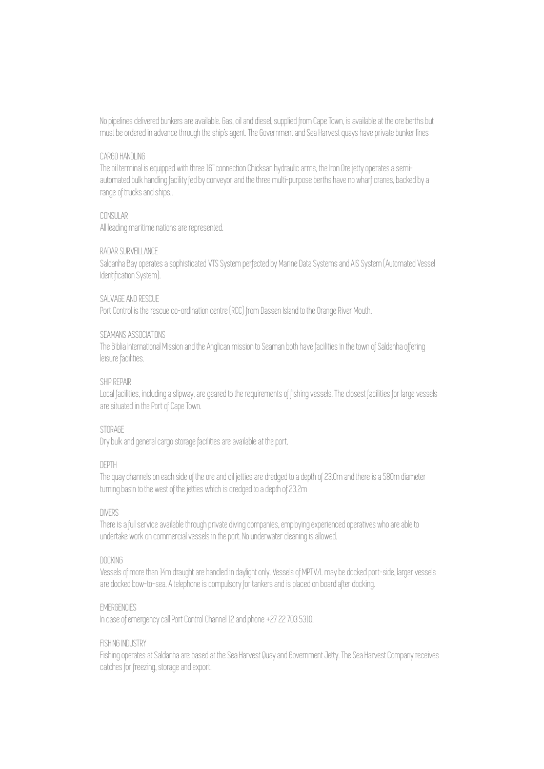No pipelines delivered bunkers are available. Gas, oil and diesel, supplied from Cape Town, is available at the ore berths but must be ordered in advance through the ship's agent. The Government and Sea Harvest quays have private bunker lines

## CARGO HANDLING

The oil terminal is equipped with three 16" connection Chicksan hydraulic arms, the Iron Ore jetty operates a semi-automated bulk handling facility fed by conveyor and the three multi-purpose berths have no wharf cranes, backed by a range of trucks and ships..

## CONSULAR

All leading maritime nations are represented.

## RADAR SURVEILLANCE

Saldanha Bay operates a sophisticated VTS System perfected by Marine Data Systems and AIS System (Automated Vessel Identification System).

## SALVAGE AND RESCUE

Port Control is the rescue co-ordination centre (RCC) from Dassen Island to the Orange River Mouth.

## SEAMANS ASSOCIATIONS

The Biblia International Mission and the Anglican mission to Seaman both have facilities in the town of Saldanha offering leisure facilities.

## SHIP REPAIR

Local facilities, including a slipway, are geared to the requirements of fishing vessels. The closest facilities for large vessels are situated in the Port of Cape Town.

## STORAGE

Dry bulk and general cargo storage facilities are available at the port.

## DEPTH

The quay channels on each side of the ore and oil jetties are dredged to a depth of 23.0m and there is a 580m diameter turning basin to the west of the jetties which is dredged to a depth of 23.2m

## DIVERS

There is a full service available through private diving companies, employing experienced operatives who are able to undertake work on commercial vessels in the port. No underwater cleaning is allowed.

## DOCKING

Vessels of more than 14m draught are handled in daylight only. Vessels of MPTV/L may be docked port-side, larger vessels are docked bow-to-sea. A telephone is compulsory for tankers and is placed on board after docking.

## EMERGENCIES

In case of emergency call Port Control Channel 12 and phone +27 22 703 5310.

## FISHING INDUSTRY

Fishing operates at Saldanha are based at the Sea Harvest Quay and Government Jetty. The Sea Harvest Company receives catches for freezing, storage and export.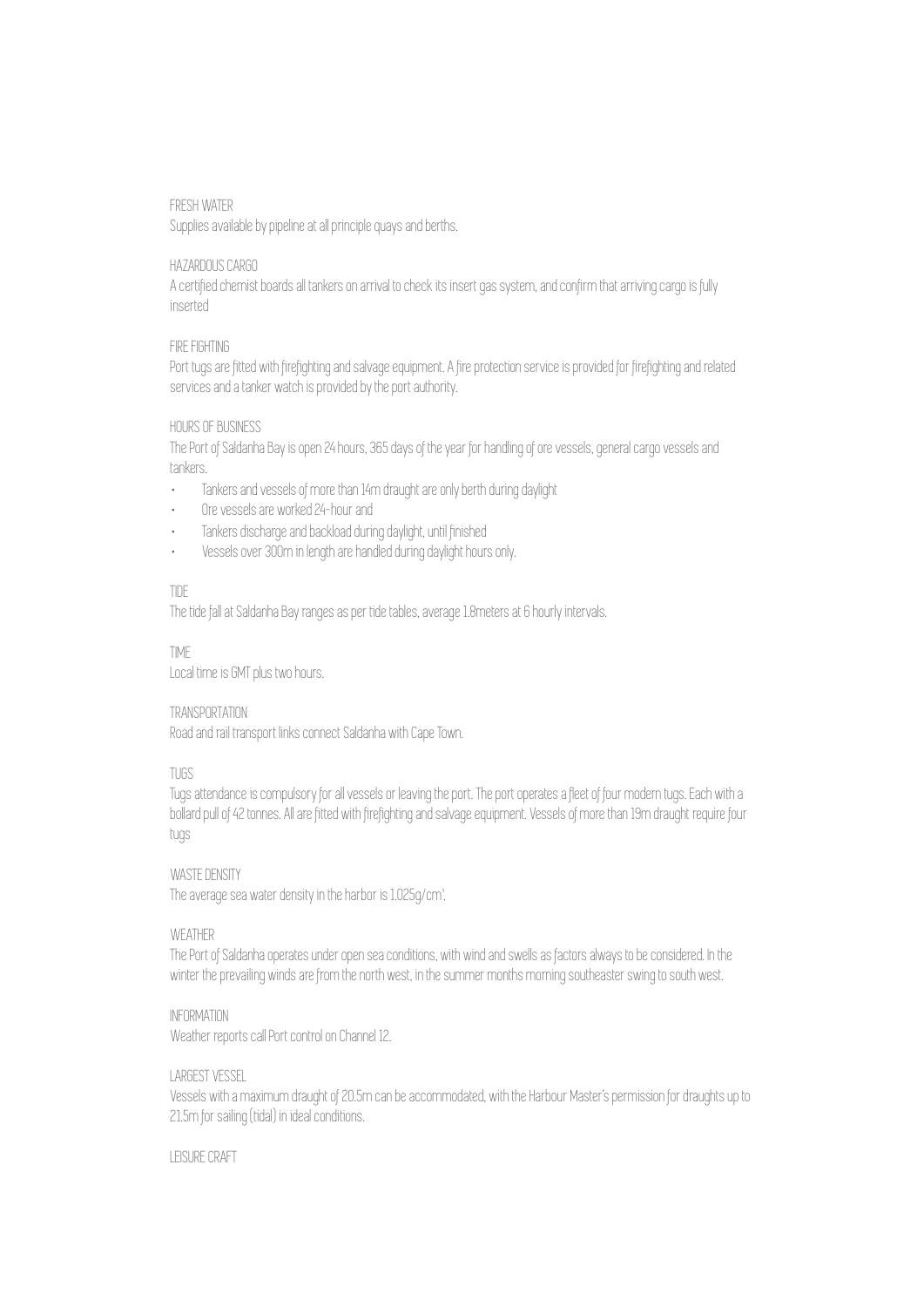### FRESH WATER

Supplies available by pipeline at all principle quays and berths.

### HAZARDOUS CARGO

A certified chemist boards all tankers on arrival to check its insert gas system, and confirm that arriving cargo is fully inserted

### FIRE FIGHTING

Port tugs are fitted with firefighting and salvage equipment. A fire protection service is provided for firefighting and related services and a tanker watch is provided by the port authority.

### HOURS OF BUSINESS

The Port of Saldanha Bay is open 24 hours, 365 days of the year for handling of ore vessels, general cargo vessels and tankers.

- Tankers and vessels of more than 14m draught are only berth during daylight
- Ore vessels are worked 24-hour and
- Tankers discharge and backload during daylight, until finished
- Vessels over 300m in length are handled during daylight hours only.

### TIDE

The tide fall at Saldanha Bay ranges as per tide tables, average 1.8meters at 6 hourly intervals.

### TIME

Local time is GMT plus two hours.

### TRANSPORTATION

Road and rail transport links connect Saldanha with Cape Town.

### TUGS

Tugs attendance is compulsory for all vessels or leaving the port. The port operates a fleet of four modern tugs. Each with a bollard pull of 42 tonnes. All are fitted with firefighting and salvage equipment. Vessels of more than 19m draught require four tugs

### WASTE DENSITY

The average sea water density in the harbor is 1.025g/cm³.

### WEATHER

The Port of Saldanha operates under open sea conditions, with wind and swells as factors always to be considered. In the winter the prevailing winds are from the north west, in the summer months morning southeaster swing to south west.

### INFORMATION

Weather reports call Port control on Channel 12.

### LARGEST VESSEL

Vessels with a maximum draught of 20.5m can be accommodated, with the Harbour Master's permission for draughts up to 21.5m for sailing (tidal) in ideal conditions.

### LEISURE CRAFT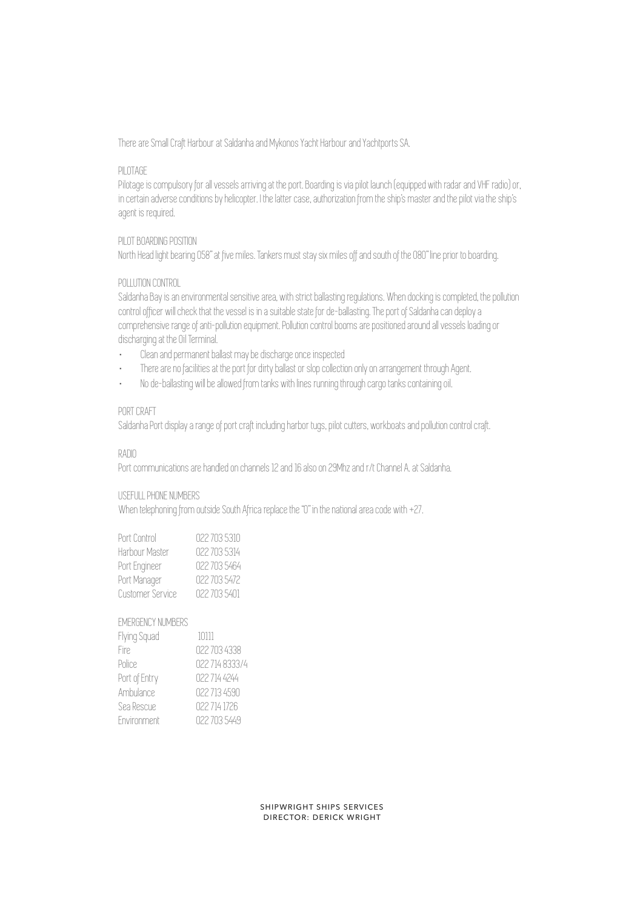There are Small Craft Harbour at Saldanha and Mykonos Yacht Harbour and Yachtports SA.

## PILOTAGE

Pilotage is compulsory for all vessels arriving at the port. Boarding is via pilot launch (equipped with radar and VHF radio) or, in certain adverse conditions by helicopter. I the latter case, authorization from the ship's master and the pilot via the ship's agent is required.

## PILOT BOARDING POSITION

North Head light bearing 058° at five miles. Tankers must stay six miles off and south of the 080° line prior to boarding.

## POLLUTION CONTROL

Saldanha Bay is an environmental sensitive area, with strict ballasting regulations. When docking is completed, the pollution control officer will check that the vessel is in a suitable state for de-ballasting. The port of Saldanha can deploy a comprehensive range of anti-pollution equipment. Pollution control booms are positioned around all vessels loading or discharging at the Oil Terminal.

- Clean and permanent ballast may be discharge once inspected
- There are no facilities at the port for dirty ballast or slop collection only on arrangement through Agent.
- No de-ballasting will be allowed from tanks with lines running through cargo tanks containing oil.

## PORT CRAFT

Saldanha Port display a range of port craft including harbor tugs, pilot cutters, workboats and pollution control craft.

## RADIO

Port communications are handled on channels 12 and 16 also on 29Mhz and r/t Channel A. at Saldanha.

## USEFULL PHONE NUMBERS

When telephoning from outside South Africa replace the "0" in the national area code with +27.

| | |
|---|---|
| Port Control | 022 703 5310 |
| Harbour Master | 022 703 5314 |
| Port Engineer | 022 703 5464 |
| Port Manager | 022 703 5472 |
| Customer Service | 022 703 5401 |

## EMERGENCY NUMBERS

| | |
|---|---|
| Flying Squad | 10111 |
| Fire | 022 703 4338 |
| Police | 022 714 8333/4 |
| Port of Entry | 022 714 4244 |
| Ambulance | 022 713 4590 |
| Sea Rescue | 022 714 1726 |
| Environment | 022 703 5449 |

SHIPWRIGHT SHIPS SERVICES
DIRECTOR: DERICK WRIGHT